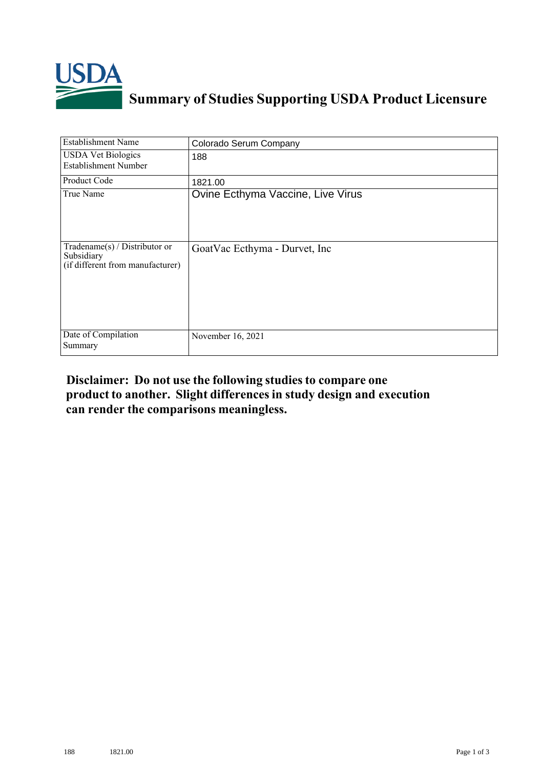# Summary of Studies Supporting USDA Product Licensure

| Establishment Name | Colorado Serum Company |
|---|---|
| USDA Vet Biologics Establishment Number | 188 |
| Product Code | 1821.00 |
| True Name | Ovine Ecthyma Vaccine, Live Virus |
| Tradename(s) / Distributor or Subsidiary (if different from manufacturer) | GoatVac Ecthyma - Durvet, Inc |
| Date of Compilation Summary | November 16, 2021 |

**Disclaimer: Do not use the following studies to compare one product to another. Slight differences in study design and execution can render the comparisons meaningless.**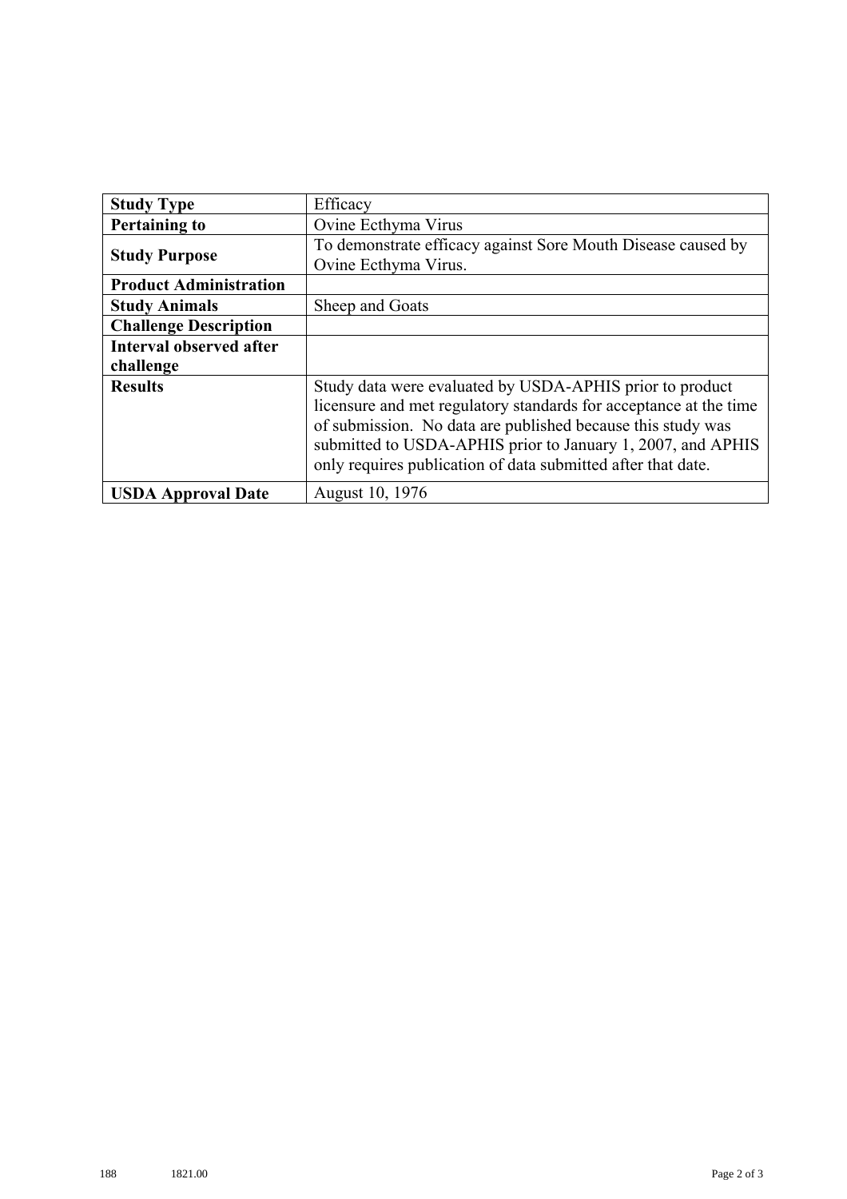| Study Type | Efficacy |
| --- | --- |
| **Pertaining to** | Ovine Ecthyma Virus |
| **Study Purpose** | To demonstrate efficacy against Sore Mouth Disease caused by Ovine Ecthyma Virus. |
| **Product Administration** | |
| **Study Animals** | Sheep and Goats |
| **Challenge Description** | |
| **Interval observed after challenge** | |
| **Results** | Study data were evaluated by USDA-APHIS prior to product licensure and met regulatory standards for acceptance at the time of submission. No data are published because this study was submitted to USDA-APHIS prior to January 1, 2007, and APHIS only requires publication of data submitted after that date. |
| **USDA Approval Date** | August 10, 1976 |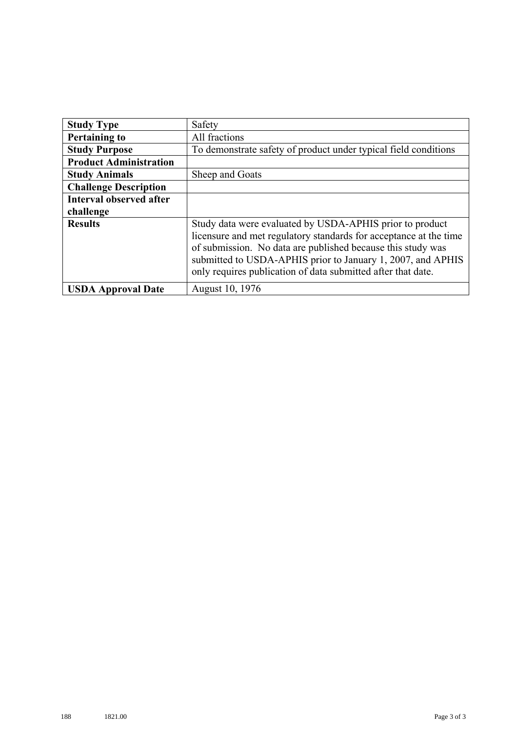| | |
|---|---|
| **Study Type** | Safety |
| **Pertaining to** | All fractions |
| **Study Purpose** | To demonstrate safety of product under typical field conditions |
| **Product Administration** | |
| **Study Animals** | Sheep and Goats |
| **Challenge Description** | |
| **Interval observed after challenge** | |
| **Results** | Study data were evaluated by USDA-APHIS prior to product licensure and met regulatory standards for acceptance at the time of submission. No data are published because this study was submitted to USDA-APHIS prior to January 1, 2007, and APHIS only requires publication of data submitted after that date. |
| **USDA Approval Date** | August 10, 1976 |

188 1821.00